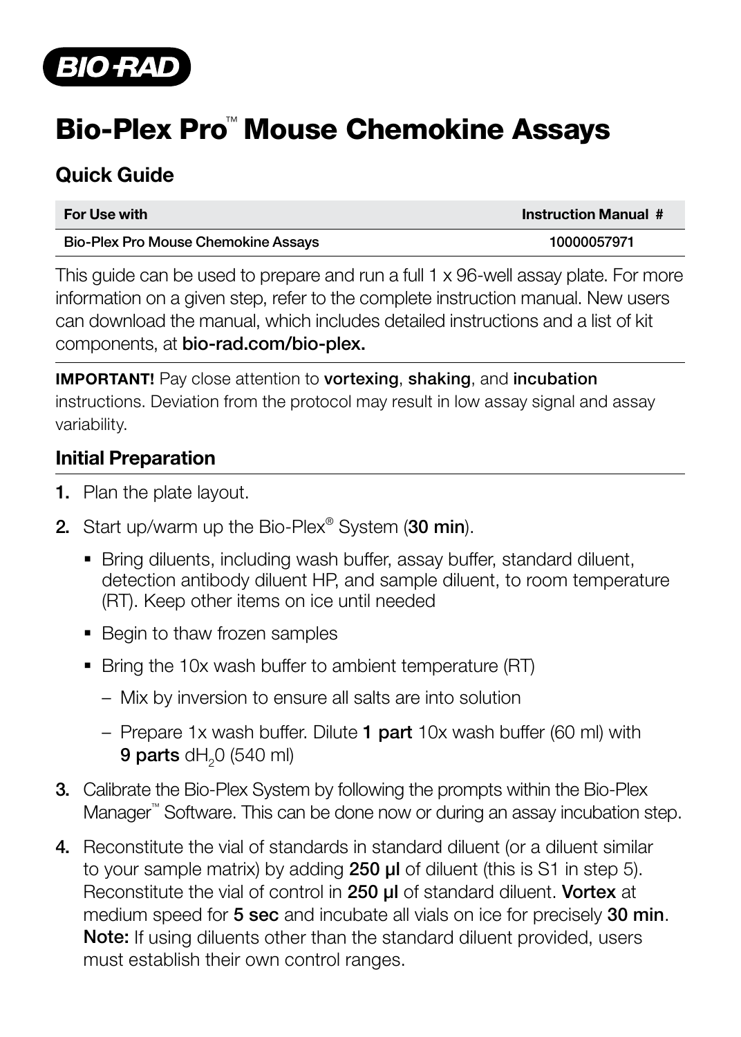BIO-RAD

# Bio-Plex Pro™ Mouse Chemokine Assays

## Quick Guide

| For Use with | Instruction Manual # |
| --- | --- |
| Bio-Plex Pro Mouse Chemokine Assays | 10000057971 |

This guide can be used to prepare and run a full 1 x 96-well assay plate. For more information on a given step, refer to the complete instruction manual. New users can download the manual, which includes detailed instructions and a list of kit components, at **bio-rad.com/bio-plex.**

**IMPORTANT!** Pay close attention to **vortexing**, **shaking**, and **incubation** instructions. Deviation from the protocol may result in low assay signal and assay variability.

### Initial Preparation

1. Plan the plate layout.
2. Start up/warm up the Bio-Plex® System (**30 min**).
   - Bring diluents, including wash buffer, assay buffer, standard diluent, detection antibody diluent HP, and sample diluent, to room temperature (RT). Keep other items on ice until needed
   - Begin to thaw frozen samples
   - Bring the 10x wash buffer to ambient temperature (RT)
     - Mix by inversion to ensure all salts are into solution
     - Prepare 1x wash buffer. Dilute **1 part** 10x wash buffer (60 ml) with **9 parts** $dH_20$ (540 ml)
3. Calibrate the Bio-Plex System by following the prompts within the Bio-Plex Manager™ Software. This can be done now or during an assay incubation step.
4. Reconstitute the vial of standards in standard diluent (or a diluent similar to your sample matrix) by adding **250 µl** of diluent (this is S1 in step 5). Reconstitute the vial of control in **250 µl** of standard diluent. **Vortex** at medium speed for **5 sec** and incubate all vials on ice for precisely **30 min**. **Note:** If using diluents other than the standard diluent provided, users must establish their own control ranges.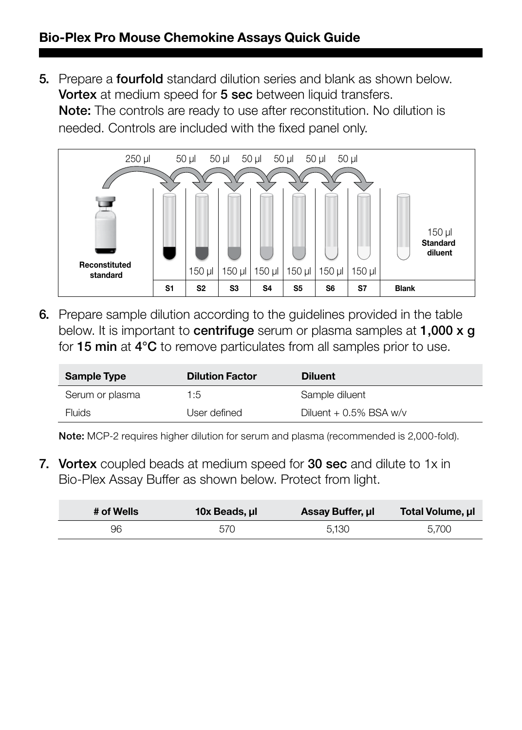## Bio-Plex Pro Mouse Chemokine Assays Quick Guide

5. Prepare a **fourfold** standard dilution series and blank as shown below. **Vortex** at medium speed for **5 sec** between liquid transfers.
   **Note:** The controls are ready to use after reconstitution. No dilution is needed. Controls are included with the fixed panel only.

| Reconstituted standard | S1 | S2 | S3 | S4 | S5 | S6 | S7 | Blank |
|---|---|---|---|---|---|---|---|---|
| Transfer | 250 µl | 50 µl | 50 µl | 50 µl | 50 µl | 50 µl | 50 µl | |
| Diluent | | 150 µl | 150 µl | 150 µl | 150 µl | 150 µl | 150 µl | 150 µl Standard diluent |

6. Prepare sample dilution according to the guidelines provided in the table below. It is important to **centrifuge** serum or plasma samples at **1,000 x g** for **15 min** at **4°C** to remove particulates from all samples prior to use.

| Sample Type | Dilution Factor | Diluent |
|---|---|---|
| Serum or plasma | 1:5 | Sample diluent |
| Fluids | User defined | Diluent + 0.5% BSA w/v |

**Note:** MCP-2 requires higher dilution for serum and plasma (recommended is 2,000-fold).

7. **Vortex** coupled beads at medium speed for **30 sec** and dilute to 1x in Bio-Plex Assay Buffer as shown below. Protect from light.

| # of Wells | 10x Beads, µl | Assay Buffer, µl | Total Volume, µl |
|---|---|---|---|
| 96 | 570 | 5,130 | 5,700 |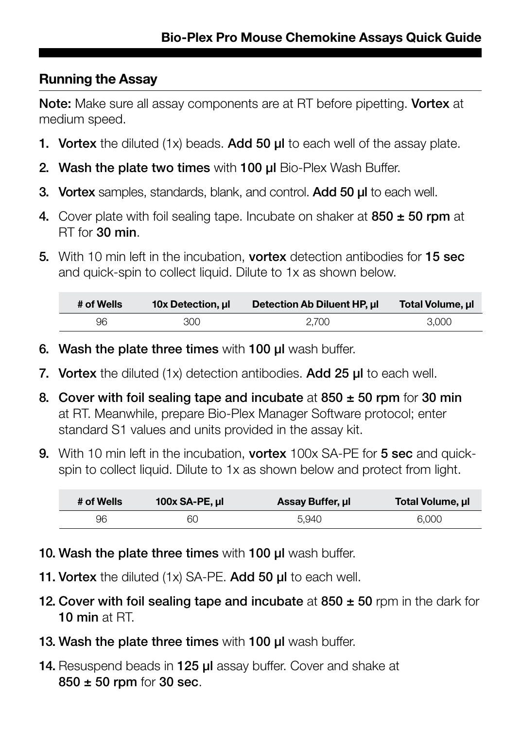## Running the Assay

**Note:** Make sure all assay components are at RT before pipetting. **Vortex** at medium speed.

1. **Vortex** the diluted (1x) beads. **Add 50 µl** to each well of the assay plate.
2. **Wash the plate two times** with **100 µl** Bio-Plex Wash Buffer.
3. **Vortex** samples, standards, blank, and control. **Add 50 µl** to each well.
4. Cover plate with foil sealing tape. Incubate on shaker at **850 ± 50 rpm** at RT for **30 min**.
5. With 10 min left in the incubation, **vortex** detection antibodies for **15 sec** and quick-spin to collect liquid. Dilute to 1x as shown below.

| # of Wells | 10x Detection, µl | Detection Ab Diluent HP, µl | Total Volume, µl |
|---|---|---|---|
| 96 | 300 | 2,700 | 3,000 |

6. **Wash the plate three times** with **100 µl** wash buffer.
7. **Vortex** the diluted (1x) detection antibodies. **Add 25 µl** to each well.
8. **Cover with foil sealing tape and incubate** at **850 ± 50 rpm** for **30 min** at RT. Meanwhile, prepare Bio-Plex Manager Software protocol; enter standard S1 values and units provided in the assay kit.
9. With 10 min left in the incubation, **vortex** 100x SA-PE for **5 sec** and quick-spin to collect liquid. Dilute to 1x as shown below and protect from light.

| # of Wells | 100x SA-PE, µl | Assay Buffer, µl | Total Volume, µl |
|---|---|---|---|
| 96 | 60 | 5,940 | 6,000 |

10. **Wash the plate three times** with **100 µl** wash buffer.
11. **Vortex** the diluted (1x) SA-PE. **Add 50 µl** to each well.
12. **Cover with foil sealing tape and incubate** at **850 ± 50** rpm in the dark for **10 min** at RT.
13. **Wash the plate three times** with **100 µl** wash buffer.
14. Resuspend beads in **125 µl** assay buffer. Cover and shake at **850 ± 50 rpm** for **30 sec**.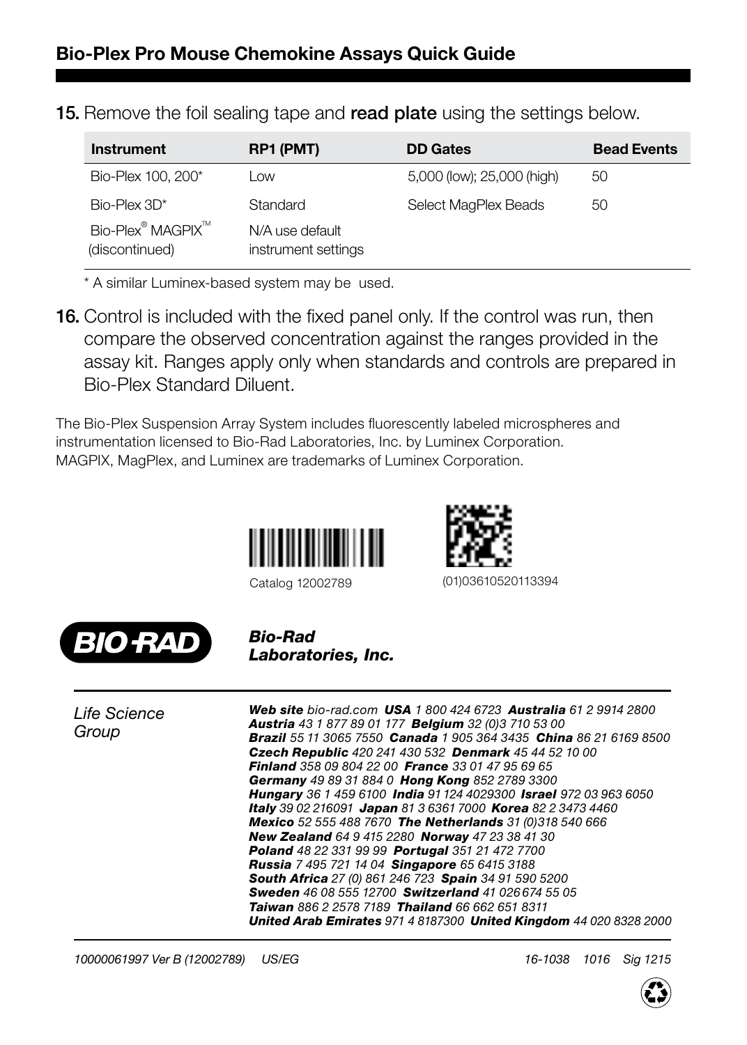15. Remove the foil sealing tape and **read plate** using the settings below.

| Instrument | RP1 (PMT) | DD Gates | Bead Events |
|---|---|---|---|
| Bio-Plex 100, 200* | Low | 5,000 (low); 25,000 (high) | 50 |
| Bio-Plex 3D* | Standard | Select MagPlex Beads | 50 |
| Bio-Plex® MAGPIX™ (discontinued) | N/A use default instrument settings | | |

* A similar Luminex-based system may be used.

16. Control is included with the fixed panel only. If the control was run, then compare the observed concentration against the ranges provided in the assay kit. Ranges apply only when standards and controls are prepared in Bio-Plex Standard Diluent.

The Bio-Plex Suspension Array System includes fluorescently labeled microspheres and instrumentation licensed to Bio-Rad Laboratories, Inc. by Luminex Corporation.
MAGPIX, MagPlex, and Luminex are trademarks of Luminex Corporation.

Catalog 12002789

(01)03610520113394

BIO-RAD

***Bio-Rad Laboratories, Inc.***

*Life Science Group*

***Web site*** *bio-rad.com* ***USA*** *1 800 424 6723* ***Australia*** *61 2 9914 2800* ***Austria*** *43 1 877 89 01 177* ***Belgium*** *32 (0)3 710 53 00* ***Brazil*** *55 11 3065 7550* ***Canada*** *1 905 364 3435* ***China*** *86 21 6169 8500* ***Czech Republic*** *420 241 430 532* ***Denmark*** *45 44 52 10 00* ***Finland*** *358 09 804 22 00* ***France*** *33 01 47 95 69 65* ***Germany*** *49 89 31 884 0* ***Hong Kong*** *852 2789 3300* ***Hungary*** *36 1 459 6100* ***India*** *91 124 4029300* ***Israel*** *972 03 963 6050* ***Italy*** *39 02 216091* ***Japan*** *81 3 6361 7000* ***Korea*** *82 2 3473 4460* ***Mexico*** *52 555 488 7670* ***The Netherlands*** *31 (0)318 540 666* ***New Zealand*** *64 9 415 2280* ***Norway*** *47 23 38 41 30* ***Poland*** *48 22 331 99 99* ***Portugal*** *351 21 472 7700* ***Russia*** *7 495 721 14 04* ***Singapore*** *65 6415 3188* ***South Africa*** *27 (0) 861 246 723* ***Spain*** *34 91 590 5200* ***Sweden*** *46 08 555 12700* ***Switzerland*** *41 026 674 55 05* ***Taiwan*** *886 2 2578 7189* ***Thailand*** *66 662 651 8311* ***United Arab Emirates*** *971 4 8187300* ***United Kingdom*** *44 020 8328 2000*

*10000061997 Ver B (12002789) US/EG* *16-1038 1016 Sig 1215*